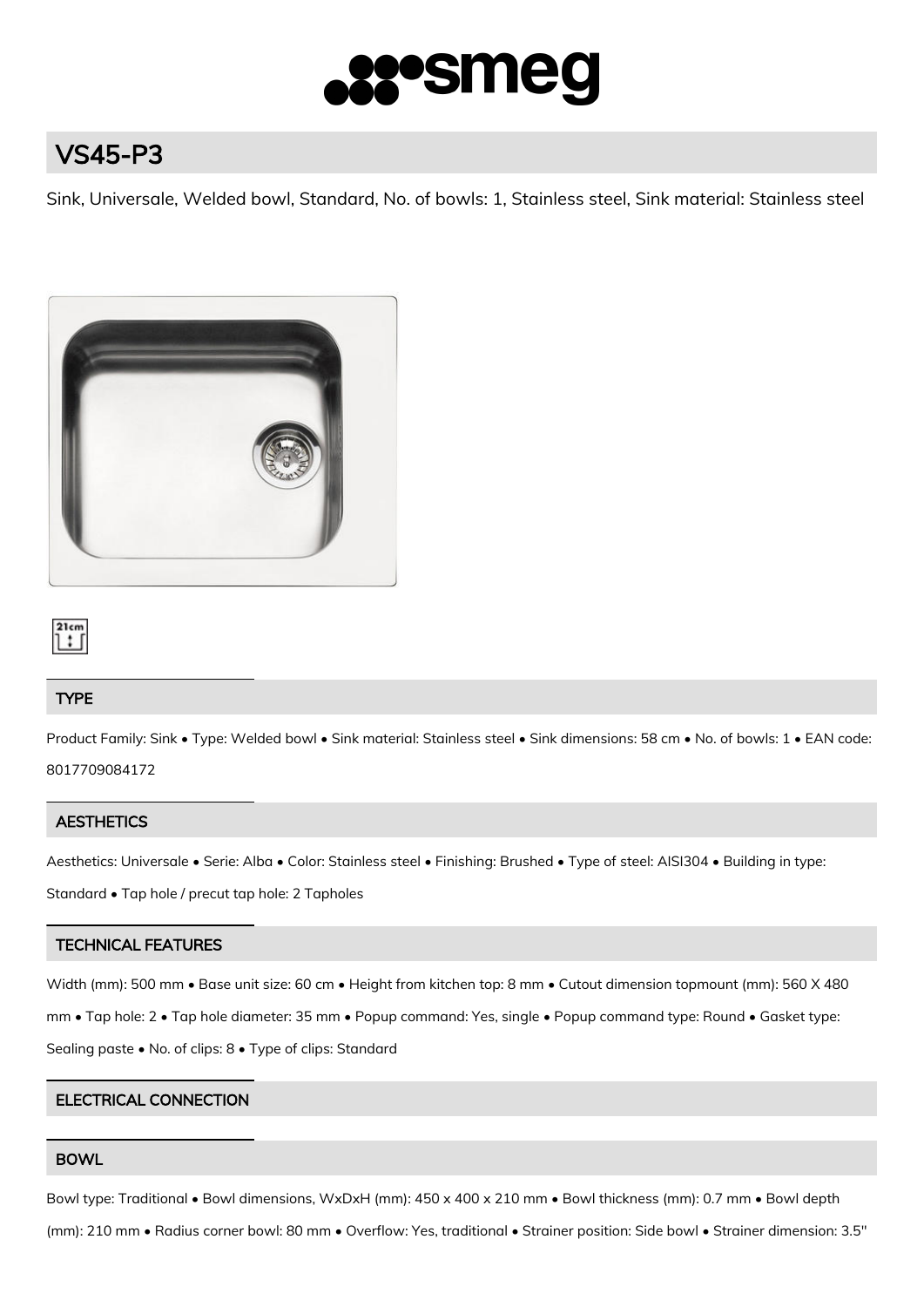# VS45-P3

Sink, Universale, Welded bowl, Standard, No. of bowls: 1, Stainless steel, Sink material: Stainless steel

## TYPE

Product Family: Sink • Type: Welded bowl • Sink material: Stainless steel • Sink dimensions: 58 cm • No. of bowls: 1 • EAN code: 8017709084172

## AESTHETICS

Aesthetics: Universale • Serie: Alba • Color: Stainless steel • Finishing: Brushed • Type of steel: AISI304 • Building in type: Standard • Tap hole / precut tap hole: 2 Tapholes

## TECHNICAL FEATURES

Width (mm): 500 mm • Base unit size: 60 cm • Height from kitchen top: 8 mm • Cutout dimension topmount (mm): 560 X 480 mm • Tap hole: 2 • Tap hole diameter: 35 mm • Popup command: Yes, single • Popup command type: Round • Gasket type: Sealing paste • No. of clips: 8 • Type of clips: Standard

## ELECTRICAL CONNECTION

## BOWL

Bowl type: Traditional • Bowl dimensions, WxDxH (mm): 450 x 400 x 210 mm • Bowl thickness (mm): 0.7 mm • Bowl depth (mm): 210 mm • Radius corner bowl: 80 mm • Overflow: Yes, traditional • Strainer position: Side bowl • Strainer dimension: 3.5"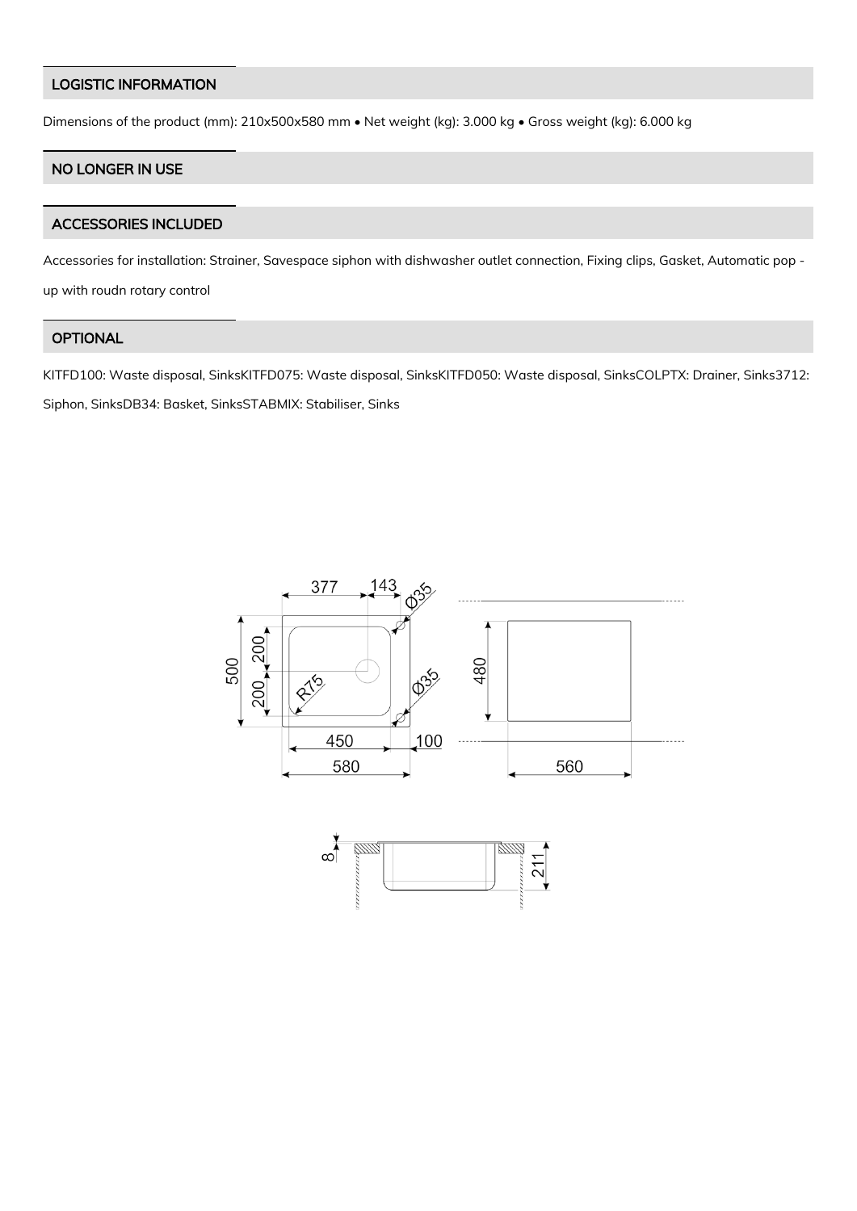## LOGISTIC INFORMATION

Dimensions of the product (mm): 210x500x580 mm • Net weight (kg): 3.000 kg • Gross weight (kg): 6.000 kg

## NO LONGER IN USE

## ACCESSORIES INCLUDED

Accessories for installation: Strainer, Savespace siphon with dishwasher outlet connection, Fixing clips, Gasket, Automatic pop - up with roudn rotary control

## OPTIONAL

KITFD100: Waste disposal, SinksKITFD075: Waste disposal, SinksKITFD050: Waste disposal, SinksCOLPTX: Drainer, Sinks3712: Siphon, SinksDB34: Basket, SinksSTABMIX: Stabiliser, Sinks

377
143
Ø35
500
200
200
R75
Ø35
450
100
580
480
560
8
211